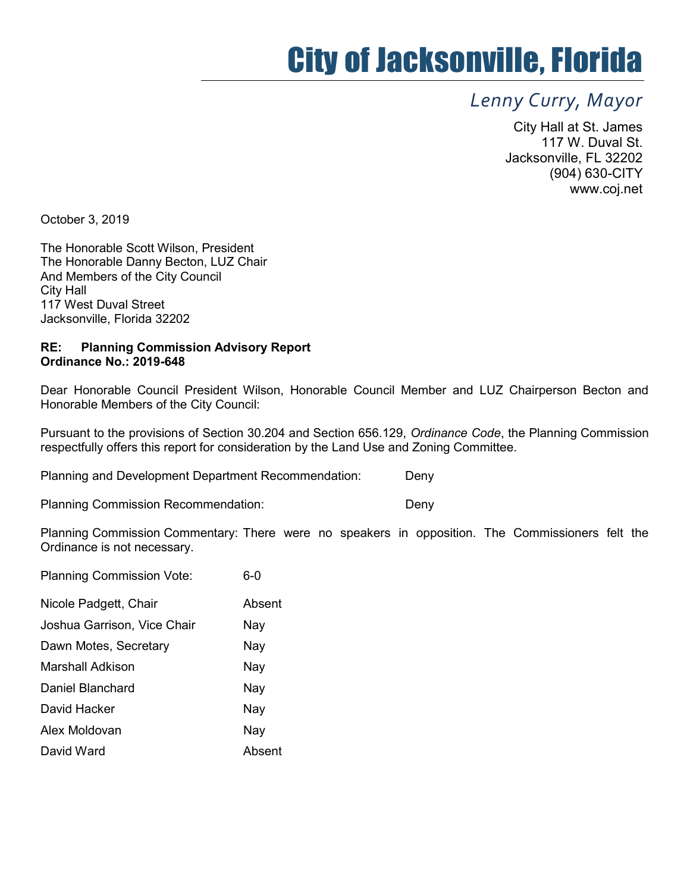# City of Jacksonville, Florida

*Lenny Curry, Mayor*

City Hall at St. James
117 W. Duval St.
Jacksonville, FL 32202
(904) 630-CITY
www.coj.net

October 3, 2019

The Honorable Scott Wilson, President
The Honorable Danny Becton, LUZ Chair
And Members of the City Council
City Hall
117 West Duval Street
Jacksonville, Florida 32202

**RE: Planning Commission Advisory Report**
**Ordinance No.: 2019-648**

Dear Honorable Council President Wilson, Honorable Council Member and LUZ Chairperson Becton and Honorable Members of the City Council:

Pursuant to the provisions of Section 30.204 and Section 656.129, *Ordinance Code*, the Planning Commission respectfully offers this report for consideration by the Land Use and Zoning Committee.

Planning and Development Department Recommendation: Deny

Planning Commission Recommendation: Deny

Planning Commission Commentary: There were no speakers in opposition. The Commissioners felt the Ordinance is not necessary.

Planning Commission Vote: 6-0

| | |
|---|---|
| Nicole Padgett, Chair | Absent |
| Joshua Garrison, Vice Chair | Nay |
| Dawn Motes, Secretary | Nay |
| Marshall Adkison | Nay |
| Daniel Blanchard | Nay |
| David Hacker | Nay |
| Alex Moldovan | Nay |
| David Ward | Absent |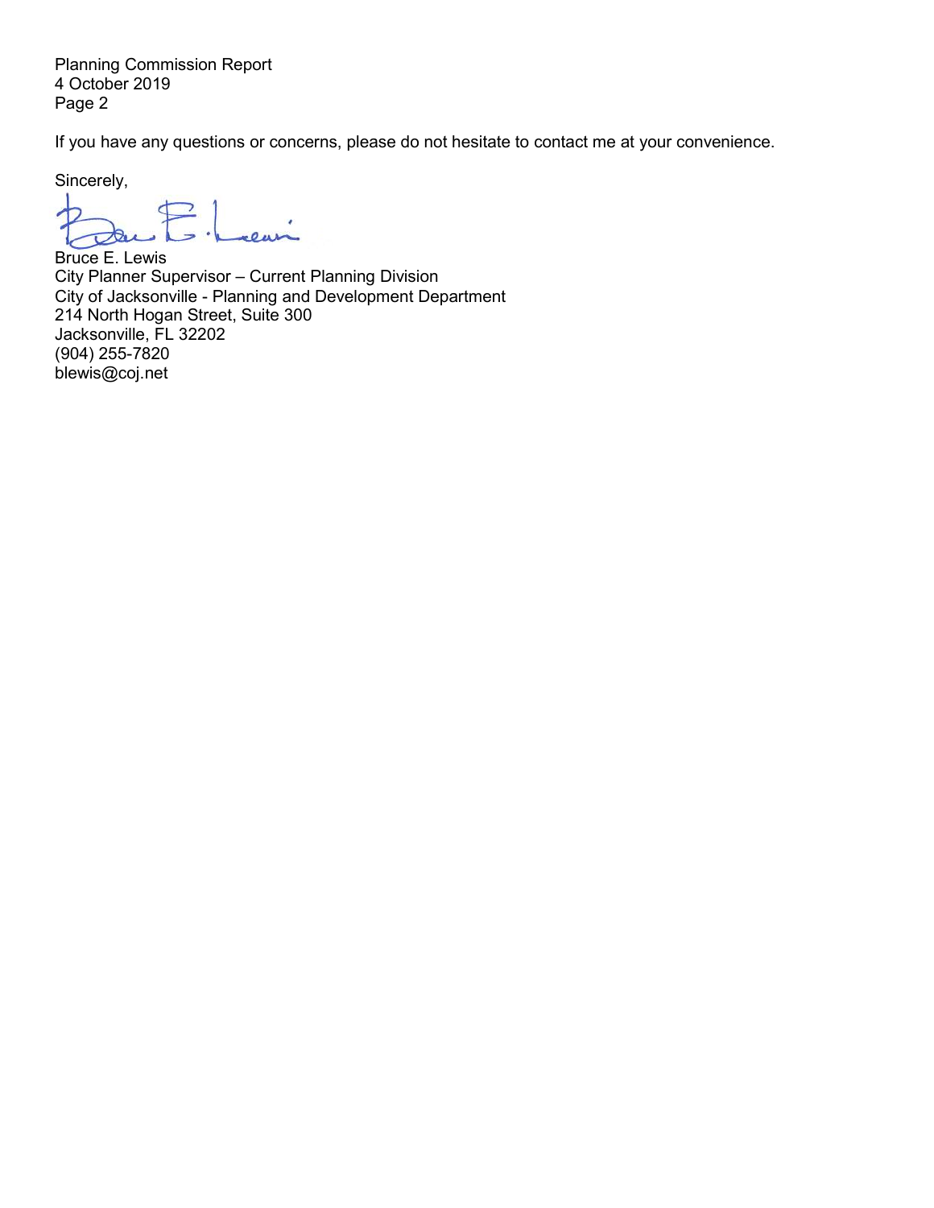If you have any questions or concerns, please do not hesitate to contact me at your convenience.

Sincerely,

Bruce E. Lewis
City Planner Supervisor – Current Planning Division
City of Jacksonville - Planning and Development Department
214 North Hogan Street, Suite 300
Jacksonville, FL 32202
(904) 255-7820
blewis@coj.net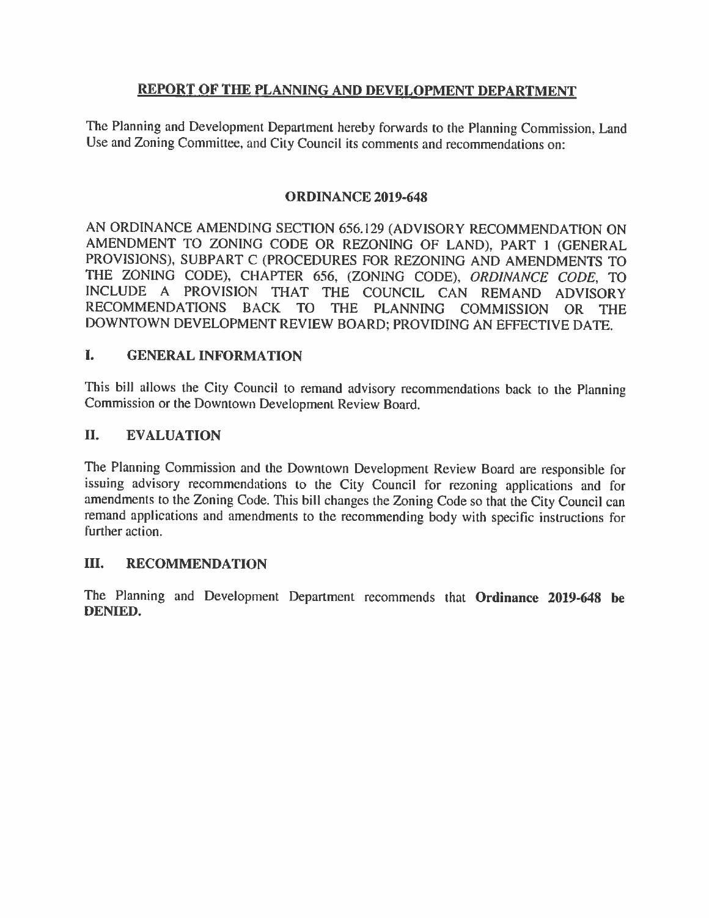# REPORT OF THE PLANNING AND DEVELOPMENT DEPARTMENT

The Planning and Development Department hereby forwards to the Planning Commission, Land Use and Zoning Committee, and City Council its comments and recommendations on:

## ORDINANCE 2019-648

AN ORDINANCE AMENDING SECTION 656.129 (ADVISORY RECOMMENDATION ON AMENDMENT TO ZONING CODE OR REZONING OF LAND), PART 1 (GENERAL PROVISIONS), SUBPART C (PROCEDURES FOR REZONING AND AMENDMENTS TO THE ZONING CODE), CHAPTER 656, (ZONING CODE), *ORDINANCE CODE*, TO INCLUDE A PROVISION THAT THE COUNCIL CAN REMAND ADVISORY RECOMMENDATIONS BACK TO THE PLANNING COMMISSION OR THE DOWNTOWN DEVELOPMENT REVIEW BOARD; PROVIDING AN EFFECTIVE DATE.

## I. GENERAL INFORMATION

This bill allows the City Council to remand advisory recommendations back to the Planning Commission or the Downtown Development Review Board.

## II. EVALUATION

The Planning Commission and the Downtown Development Review Board are responsible for issuing advisory recommendations to the City Council for rezoning applications and for amendments to the Zoning Code. This bill changes the Zoning Code so that the City Council can remand applications and amendments to the recommending body with specific instructions for further action.

## III. RECOMMENDATION

The Planning and Development Department recommends that **Ordinance 2019-648 be DENIED.**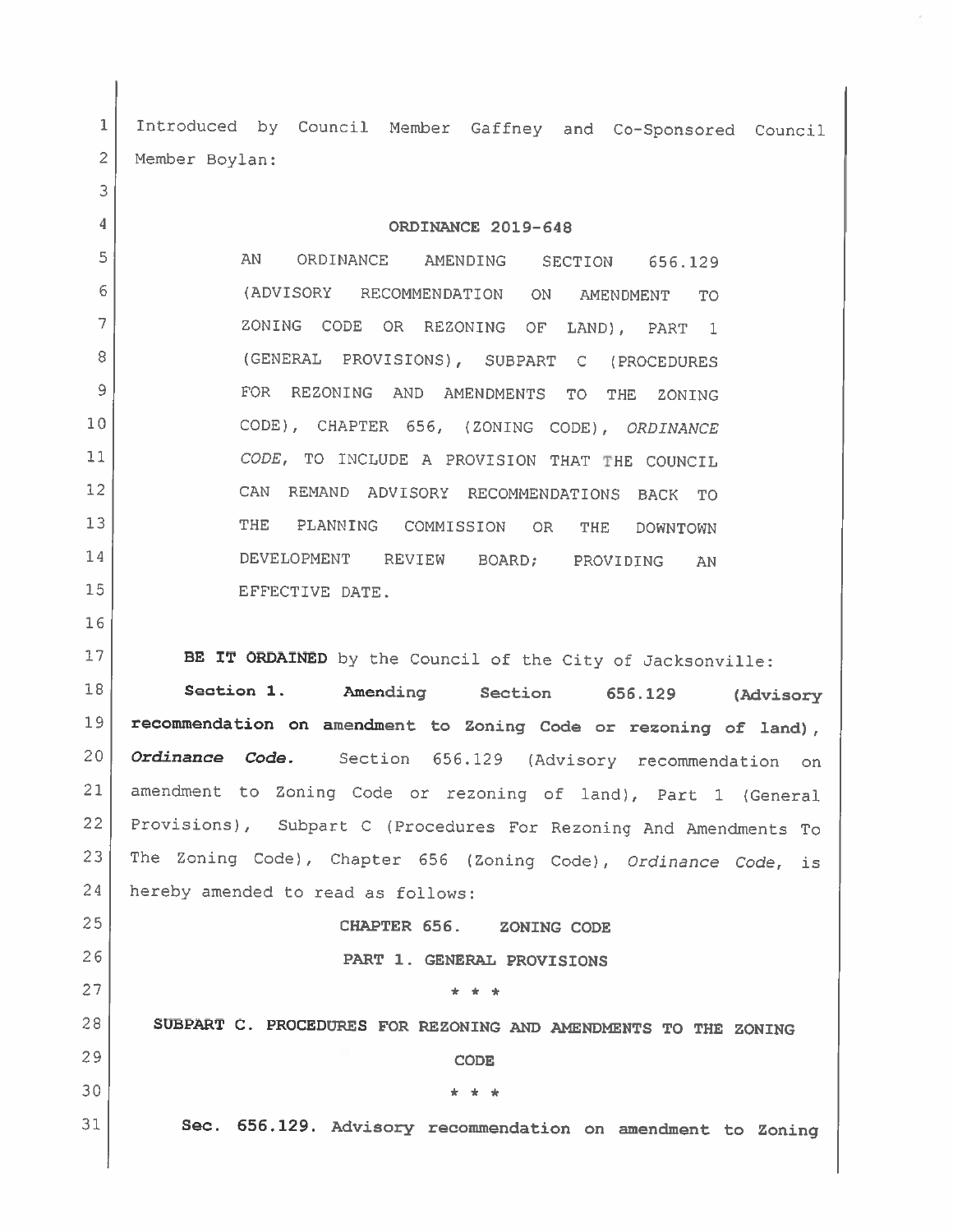Introduced by Council Member Gaffney and Co-Sponsored Council Member Boylan:

**ORDINANCE 2019-648**

AN ORDINANCE AMENDING SECTION 656.129 (ADVISORY RECOMMENDATION ON AMENDMENT TO ZONING CODE OR REZONING OF LAND), PART 1 (GENERAL PROVISIONS), SUBPART C (PROCEDURES FOR REZONING AND AMENDMENTS TO THE ZONING CODE), CHAPTER 656, (ZONING CODE), *ORDINANCE CODE*, TO INCLUDE A PROVISION THAT THE COUNCIL CAN REMAND ADVISORY RECOMMENDATIONS BACK TO THE PLANNING COMMISSION OR THE DOWNTOWN DEVELOPMENT REVIEW BOARD; PROVIDING AN EFFECTIVE DATE.

**BE IT ORDAINED** by the Council of the City of Jacksonville:

**Section 1. Amending Section 656.129 (Advisory recommendation on amendment to Zoning Code or rezoning of land), *Ordinance Code*.** Section 656.129 (Advisory recommendation on amendment to Zoning Code or rezoning of land), Part 1 (General Provisions), Subpart C (Procedures For Rezoning And Amendments To The Zoning Code), Chapter 656 (Zoning Code), *Ordinance Code*, is hereby amended to read as follows:

**CHAPTER 656. ZONING CODE**

**PART 1. GENERAL PROVISIONS**

\* \* \*

**SUBPART C. PROCEDURES FOR REZONING AND AMENDMENTS TO THE ZONING CODE**

\* \* \*

**Sec. 656.129. Advisory recommendation on amendment to Zoning**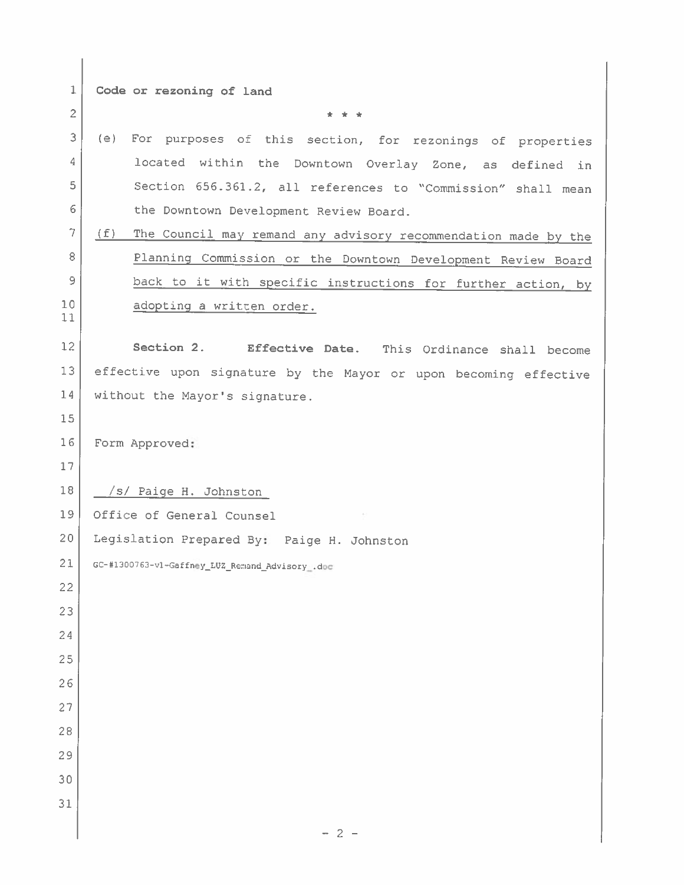**Code or rezoning of land**

\* \* \*

(e) For purposes of this section, for rezonings of properties located within the Downtown Overlay Zone, as defined in Section 656.361.2, all references to "Commission" shall mean the Downtown Development Review Board.

<u>(f) The Council may remand any advisory recommendation made by the Planning Commission or the Downtown Development Review Board back to it with specific instructions for further action, by adopting a written order.</u>

**Section 2. Effective Date.** This Ordinance shall become effective upon signature by the Mayor or upon becoming effective without the Mayor's signature.

Form Approved:

/s/ Paige H. Johnston

Office of General Counsel

Legislation Prepared By: Paige H. Johnston

GC-#1300763-v1-Gaffney_LUZ_Remand_Advisory_.doc